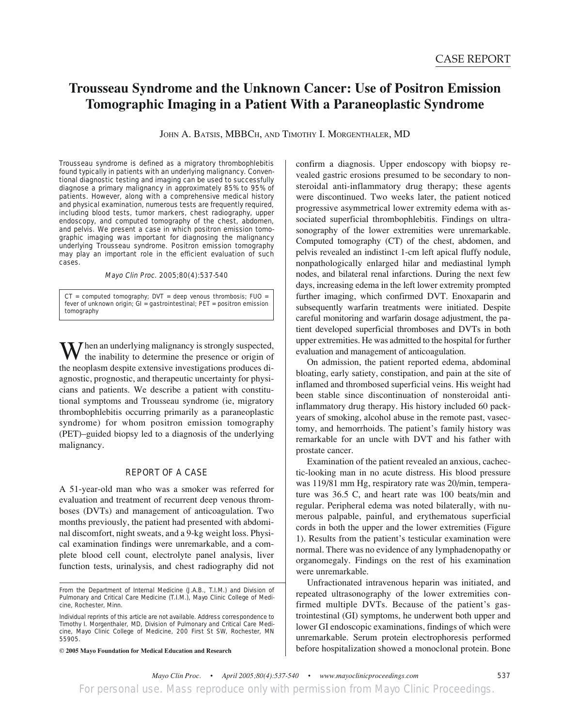CASE REPORT

# Trousseau Syndrome and the Unknown Cancer: Use of Positron Emission Tomographic Imaging in a Patient With a Paraneoplastic Syndrome

JOHN A. BATSIS, MBBCH, AND TIMOTHY I. MORGENTHALER, MD

Trousseau syndrome is defined as a migratory thrombophlebitis found typically in patients with an underlying malignancy. Conventional diagnostic testing and imaging can be used to successfully diagnose a primary malignancy in approximately 85% to 95% of patients. However, along with a comprehensive medical history and physical examination, numerous tests are frequently required, including blood tests, tumor markers, chest radiography, upper endoscopy, and computed tomography of the chest, abdomen, and pelvis. We present a case in which positron emission tomographic imaging was important for diagnosing the malignancy underlying Trousseau syndrome. Positron emission tomography may play an important role in the efficient evaluation of such cases.

*Mayo Clin Proc.* 2005;80(4):537-540

CT = computed tomography; DVT = deep venous thrombosis; FUO = fever of unknown origin; GI = gastrointestinal; PET = positron emission tomography

When an underlying malignancy is strongly suspected, the inability to determine the presence or origin of the neoplasm despite extensive investigations produces diagnostic, prognostic, and therapeutic uncertainty for physicians and patients. We describe a patient with constitutional symptoms and Trousseau syndrome (ie, migratory thrombophlebitis occurring primarily as a paraneoplastic syndrome) for whom positron emission tomography (PET)–guided biopsy led to a diagnosis of the underlying malignancy.

## REPORT OF A CASE

A 51-year-old man who was a smoker was referred for evaluation and treatment of recurrent deep venous thromboses (DVTs) and management of anticoagulation. Two months previously, the patient had presented with abdominal discomfort, night sweats, and a 9-kg weight loss. Physical examination findings were unremarkable, and a complete blood cell count, electrolyte panel analysis, liver function tests, urinalysis, and chest radiography did not confirm a diagnosis. Upper endoscopy with biopsy revealed gastric erosions presumed to be secondary to nonsteroidal anti-inflammatory drug therapy; these agents were discontinued. Two weeks later, the patient noticed progressive asymmetrical lower extremity edema with associated superficial thrombophlebitis. Findings on ultrasonography of the lower extremities were unremarkable. Computed tomography (CT) of the chest, abdomen, and pelvis revealed an indistinct 1-cm left apical fluffy nodule, nonpathologically enlarged hilar and mediastinal lymph nodes, and bilateral renal infarctions. During the next few days, increasing edema in the left lower extremity prompted further imaging, which confirmed DVT. Enoxaparin and subsequently warfarin treatments were initiated. Despite careful monitoring and warfarin dosage adjustment, the patient developed superficial thromboses and DVTs in both upper extremities. He was admitted to the hospital for further evaluation and management of anticoagulation.

On admission, the patient reported edema, abdominal bloating, early satiety, constipation, and pain at the site of inflamed and thrombosed superficial veins. His weight had been stable since discontinuation of nonsteroidal anti-inflammatory drug therapy. His history included 60 pack-years of smoking, alcohol abuse in the remote past, vasectomy, and hemorrhoids. The patient's family history was remarkable for an uncle with DVT and his father with prostate cancer.

Examination of the patient revealed an anxious, cachectic-looking man in no acute distress. His blood pressure was 119/81 mm Hg, respiratory rate was 20/min, temperature was 36.5 C, and heart rate was 100 beats/min and regular. Peripheral edema was noted bilaterally, with numerous palpable, painful, and erythematous superficial cords in both the upper and the lower extremities (Figure 1). Results from the patient's testicular examination were normal. There was no evidence of any lymphadenopathy or organomegaly. Findings on the rest of his examination were unremarkable.

Unfractionated intravenous heparin was initiated, and repeated ultrasonography of the lower extremities confirmed multiple DVTs. Because of the patient's gastrointestinal (GI) symptoms, he underwent both upper and lower GI endoscopic examinations, findings of which were unremarkable. Serum protein electrophoresis performed before hospitalization showed a monoclonal protein. Bone

From the Department of Internal Medicine (J.A.B., T.I.M.) and Division of Pulmonary and Critical Care Medicine (T.I.M.), Mayo Clinic College of Medicine, Rochester, Minn.

Individual reprints of this article are not available. Address correspondence to Timothy I. Morgenthaler, MD, Division of Pulmonary and Critical Care Medicine, Mayo Clinic College of Medicine, 200 First St SW, Rochester, MN 55905.

**© 2005 Mayo Foundation for Medical Education and Research**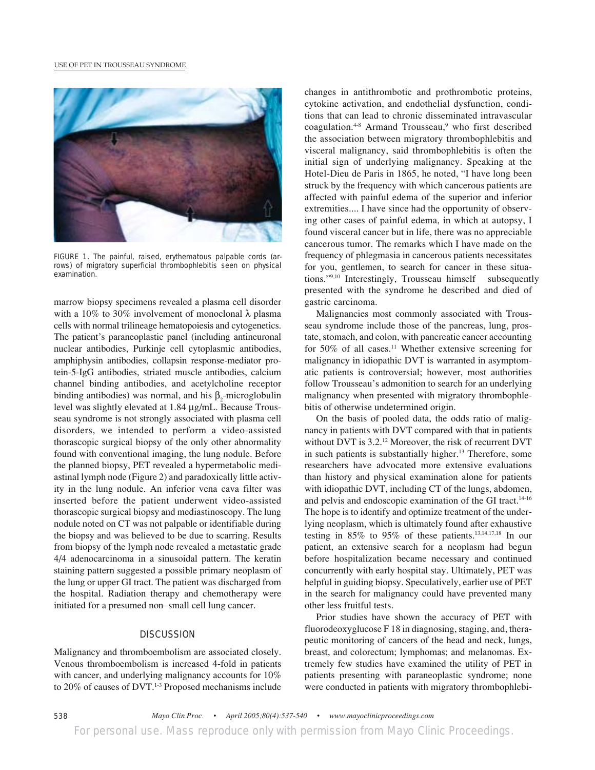FIGURE 1. The painful, raised, erythematous palpable cords (arrows) of migratory superficial thrombophlebitis seen on physical examination.

marrow biopsy specimens revealed a plasma cell disorder with a 10% to 30% involvement of monoclonal λ plasma cells with normal trilineage hematopoiesis and cytogenetics. The patient's paraneoplastic panel (including antineuronal nuclear antibodies, Purkinje cell cytoplasmic antibodies, amphiphysin antibodies, collapsin response-mediator protein-5-IgG antibodies, striated muscle antibodies, calcium channel binding antibodies, and acetylcholine receptor binding antibodies) was normal, and his $\beta_2$-microglobulin level was slightly elevated at 1.84 µg/mL. Because Trousseau syndrome is not strongly associated with plasma cell disorders, we intended to perform a video-assisted thoracoscopic surgical biopsy of the only other abnormality found with conventional imaging, the lung nodule. Before the planned biopsy, PET revealed a hypermetabolic mediastinal lymph node (Figure 2) and paradoxically little activity in the lung nodule. An inferior vena cava filter was inserted before the patient underwent video-assisted thoracoscopic surgical biopsy and mediastinoscopy. The lung nodule noted on CT was not palpable or identifiable during the biopsy and was believed to be due to scarring. Results from biopsy of the lymph node revealed a metastatic grade 4/4 adenocarcinoma in a sinusoidal pattern. The keratin staining pattern suggested a possible primary neoplasm of the lung or upper GI tract. The patient was discharged from the hospital. Radiation therapy and chemotherapy were initiated for a presumed non–small cell lung cancer.

## DISCUSSION

Malignancy and thromboembolism are associated closely. Venous thromboembolism is increased 4-fold in patients with cancer, and underlying malignancy accounts for 10% to 20% of causes of DVT.[1-3] Proposed mechanisms include changes in antithrombotic and prothrombotic proteins, cytokine activation, and endothelial dysfunction, conditions that can lead to chronic disseminated intravascular coagulation.[4-8] Armand Trousseau,[9] who first described the association between migratory thrombophlebitis and visceral malignancy, said thrombophlebitis is often the initial sign of underlying malignancy. Speaking at the Hotel-Dieu de Paris in 1865, he noted, "I have long been struck by the frequency with which cancerous patients are affected with painful edema of the superior and inferior extremities.... I have since had the opportunity of observing other cases of painful edema, in which at autopsy, I found visceral cancer but in life, there was no appreciable cancerous tumor. The remarks which I have made on the frequency of phlegmasia in cancerous patients necessitates for you, gentlemen, to search for cancer in these situations."[9,10] Interestingly, Trousseau himself subsequently presented with the syndrome he described and died of gastric carcinoma.

Malignancies most commonly associated with Trousseau syndrome include those of the pancreas, lung, prostate, stomach, and colon, with pancreatic cancer accounting for 50% of all cases.[11] Whether extensive screening for malignancy in idiopathic DVT is warranted in asymptomatic patients is controversial; however, most authorities follow Trousseau's admonition to search for an underlying malignancy when presented with migratory thrombophlebitis of otherwise undetermined origin.

On the basis of pooled data, the odds ratio of malignancy in patients with DVT compared with that in patients without DVT is 3.2.[12] Moreover, the risk of recurrent DVT in such patients is substantially higher.[13] Therefore, some researchers have advocated more extensive evaluations than history and physical examination alone for patients with idiopathic DVT, including CT of the lungs, abdomen, and pelvis and endoscopic examination of the GI tract.[14-16] The hope is to identify and optimize treatment of the underlying neoplasm, which is ultimately found after exhaustive testing in 85% to 95% of these patients.[13,14,17,18] In our patient, an extensive search for a neoplasm had begun before hospitalization became necessary and continued concurrently with early hospital stay. Ultimately, PET was helpful in guiding biopsy. Speculatively, earlier use of PET in the search for malignancy could have prevented many other less fruitful tests.

Prior studies have shown the accuracy of PET with fluorodeoxyglucose F 18 in diagnosing, staging, and, therapeutic monitoring of cancers of the head and neck, lungs, breast, and colorectum; lymphomas; and melanomas. Extremely few studies have examined the utility of PET in patients presenting with paraneoplastic syndrome; none were conducted in patients with migratory thrombophlebi-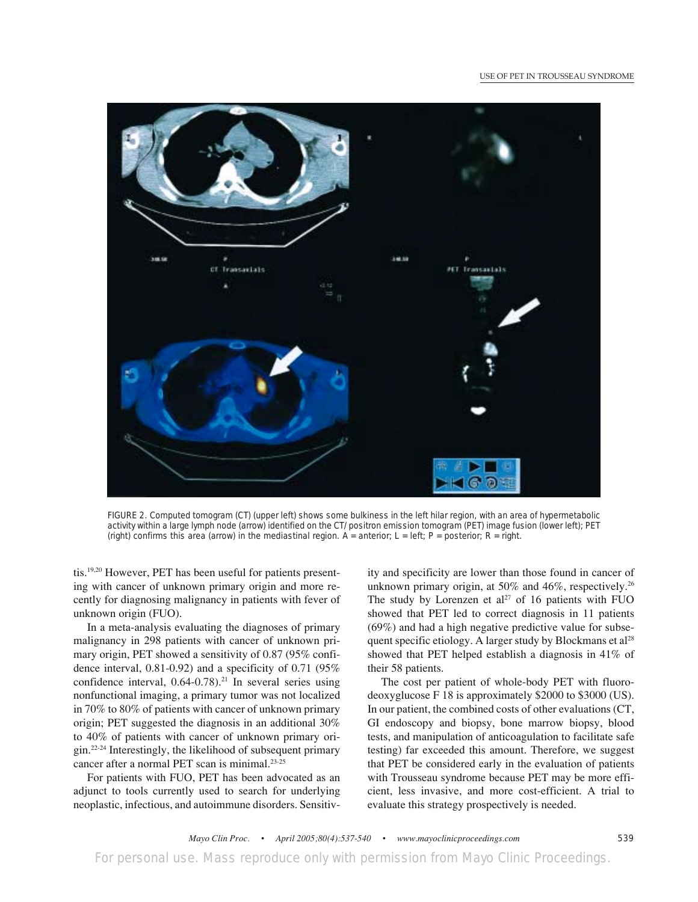FIGURE 2. Computed tomogram (CT) (upper left) shows some bulkiness in the left hilar region, with an area of hypermetabolic activity within a large lymph node (arrow) identified on the CT/positron emission tomogram (PET) image fusion (lower left); PET (right) confirms this area (arrow) in the mediastinal region. A = anterior; L = left; P = posterior; R = right.

tis.[19,20] However, PET has been useful for patients presenting with cancer of unknown primary origin and more recently for diagnosing malignancy in patients with fever of unknown origin (FUO).

In a meta-analysis evaluating the diagnoses of primary malignancy in 298 patients with cancer of unknown primary origin, PET showed a sensitivity of 0.87 (95% confidence interval, 0.81-0.92) and a specificity of 0.71 (95% confidence interval, 0.64-0.78).[21] In several series using nonfunctional imaging, a primary tumor was not localized in 70% to 80% of patients with cancer of unknown primary origin; PET suggested the diagnosis in an additional 30% to 40% of patients with cancer of unknown primary origin.[22-24] Interestingly, the likelihood of subsequent primary cancer after a normal PET scan is minimal.[23-25]

For patients with FUO, PET has been advocated as an adjunct to tools currently used to search for underlying neoplastic, infectious, and autoimmune disorders. Sensitivity and specificity are lower than those found in cancer of unknown primary origin, at 50% and 46%, respectively.[26] The study by Lorenzen et al[27] of 16 patients with FUO showed that PET led to correct diagnosis in 11 patients (69%) and had a high negative predictive value for subsequent specific etiology. A larger study by Blockmans et al[28] showed that PET helped establish a diagnosis in 41% of their 58 patients.

The cost per patient of whole-body PET with fluorodeoxyglucose F 18 is approximately $2000 to $3000 (US). In our patient, the combined costs of other evaluations (CT, GI endoscopy and biopsy, bone marrow biopsy, blood tests, and manipulation of anticoagulation to facilitate safe testing) far exceeded this amount. Therefore, we suggest that PET be considered early in the evaluation of patients with Trousseau syndrome because PET may be more efficient, less invasive, and more cost-efficient. A trial to evaluate this strategy prospectively is needed.

For personal use. Mass reproduce only with permission from Mayo Clinic Proceedings.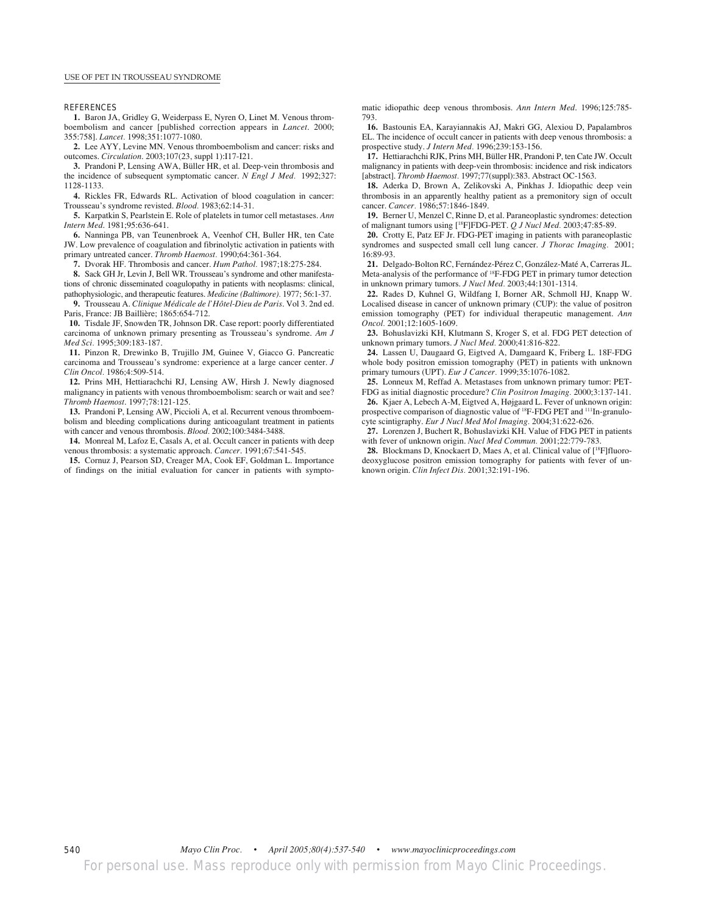## REFERENCES

**1.** Baron JA, Gridley G, Weiderpass E, Nyren O, Linet M. Venous thromboembolism and cancer [published correction appears in *Lancet*. 2000; 355:758]. *Lancet.* 1998;351:1077-1080.

**2.** Lee AYY, Levine MN. Venous thromboembolism and cancer: risks and outcomes. *Circulation*. 2003;107(23, suppl 1):I17-I21.

**3.** Prandoni P, Lensing AWA, Büller HR, et al. Deep-vein thrombosis and the incidence of subsequent symptomatic cancer. *N Engl J Med.* 1992;327: 1128-1133.

**4.** Rickles FR, Edwards RL. Activation of blood coagulation in cancer: Trousseau's syndrome revisted. *Blood.* 1983;62:14-31.

**5.** Karpatkin S, Pearlstein E. Role of platelets in tumor cell metastases. *Ann Intern Med*. 1981;95:636-641.

**6.** Nanninga PB, van Teunenbroek A, Veenhof CH, Buller HR, ten Cate JW. Low prevalence of coagulation and fibrinolytic activation in patients with primary untreated cancer. *Thromb Haemost.* 1990;64:361-364.

**7.** Dvorak HF. Thrombosis and cancer. *Hum Pathol.* 1987;18:275-284.

**8.** Sack GH Jr, Levin J, Bell WR. Trousseau's syndrome and other manifestations of chronic disseminated coagulopathy in patients with neoplasms: clinical, pathophysiologic, and therapeutic features. *Medicine (Baltimore).* 1977; 56:1-37.

**9.** Trousseau A. *Clinique Médicale de l'Hôtel-Dieu de Paris*. Vol 3. 2nd ed. Paris, France: JB Baillière; 1865:654-712.

**10.** Tisdale JF, Snowden TR, Johnson DR. Case report: poorly differentiated carcinoma of unknown primary presenting as Trousseau's syndrome. *Am J Med Sci.* 1995;309:183-187.

**11.** Pinzon R, Drewinko B, Trujillo JM, Guinee V, Giacco G. Pancreatic carcinoma and Trousseau's syndrome: experience at a large cancer center. *J Clin Oncol.* 1986;4:509-514.

**12.** Prins MH, Hettiarachchi RJ, Lensing AW, Hirsh J. Newly diagnosed malignancy in patients with venous thromboembolism: search or wait and see? *Thromb Haemost*. 1997;78:121-125.

**13.** Prandoni P, Lensing AW, Piccioli A, et al. Recurrent venous thromboembolism and bleeding complications during anticoagulant treatment in patients with cancer and venous thrombosis. *Blood.* 2002;100:3484-3488.

**14.** Monreal M, Lafoz E, Casals A, et al. Occult cancer in patients with deep venous thrombosis: a systematic approach. *Cancer*. 1991;67:541-545.

**15.** Cornuz J, Pearson SD, Creager MA, Cook EF, Goldman L. Importance of findings on the initial evaluation for cancer in patients with symptomatic idiopathic deep venous thrombosis. *Ann Intern Med*. 1996;125:785-793.

**16.** Bastounis EA, Karayiannakis AJ, Makri GG, Alexiou D, Papalambros EL. The incidence of occult cancer in patients with deep venous thrombosis: a prospective study. *J Intern Med.* 1996;239:153-156.

**17.** Hettiarachchi RJK, Prins MH, Büller HR, Prandoni P, ten Cate JW. Occult malignancy in patients with deep-vein thrombosis: incidence and risk indicators [abstract]. *Thromb Haemost*. 1997;77(suppl):383. Abstract OC-1563.

**18.** Aderka D, Brown A, Zelikovski A, Pinkhas J. Idiopathic deep vein thrombosis in an apparently healthy patient as a premonitory sign of occult cancer. *Cancer*. 1986;57:1846-1849.

**19.** Berner U, Menzel C, Rinne D, et al. Paraneoplastic syndromes: detection of malignant tumors using [$^{18}$F]FDG-PET. *Q J Nucl Med.* 2003;47:85-89.

**20.** Crotty E, Patz EF Jr. FDG-PET imaging in patients with paraneoplastic syndromes and suspected small cell lung cancer. *J Thorac Imaging.* 2001; 16:89-93.

**21.** Delgado-Bolton RC, Fernández-Pérez C, González-Maté A, Carreras JL. Meta-analysis of the performance of $^{18}$F-FDG PET in primary tumor detection in unknown primary tumors. *J Nucl Med*. 2003;44:1301-1314.

**22.** Rades D, Kuhnel G, Wildfang I, Borner AR, Schmoll HJ, Knapp W. Localised disease in cancer of unknown primary (CUP): the value of positron emission tomography (PET) for individual therapeutic management. *Ann Oncol.* 2001;12:1605-1609.

**23.** Bohuslavizki KH, Klutmann S, Kroger S, et al. FDG PET detection of unknown primary tumors. *J Nucl Med.* 2000;41:816-822.

**24.** Lassen U, Daugaard G, Eigtved A, Damgaard K, Friberg L. 18F-FDG whole body positron emission tomography (PET) in patients with unknown primary tumours (UPT). *Eur J Cancer.* 1999;35:1076-1082.

**25.** Lonneux M, Reffad A. Metastases from unknown primary tumor: PET-FDG as initial diagnostic procedure? *Clin Positron Imaging.* 2000;3:137-141.

**26.** Kjaer A, Lebech A-M, Eigtved A, Højgaard L. Fever of unknown origin: prospective comparison of diagnostic value of $^{18}$F-FDG PET and $^{111}$In-granulocyte scintigraphy. *Eur J Nucl Med Mol Imaging.* 2004;31:622-626.

**27.** Lorenzen J, Buchert R, Bohuslavizki KH. Value of FDG PET in patients with fever of unknown origin. *Nucl Med Commun.* 2001;22:779-783.

**28.** Blockmans D, Knockaert D, Maes A, et al. Clinical value of [$^{18}$F]fluorodeoxyglucose positron emission tomography for patients with fever of unknown origin. *Clin Infect Dis.* 2001;32:191-196.

For personal use. Mass reproduce only with permission from Mayo Clinic Proceedings.